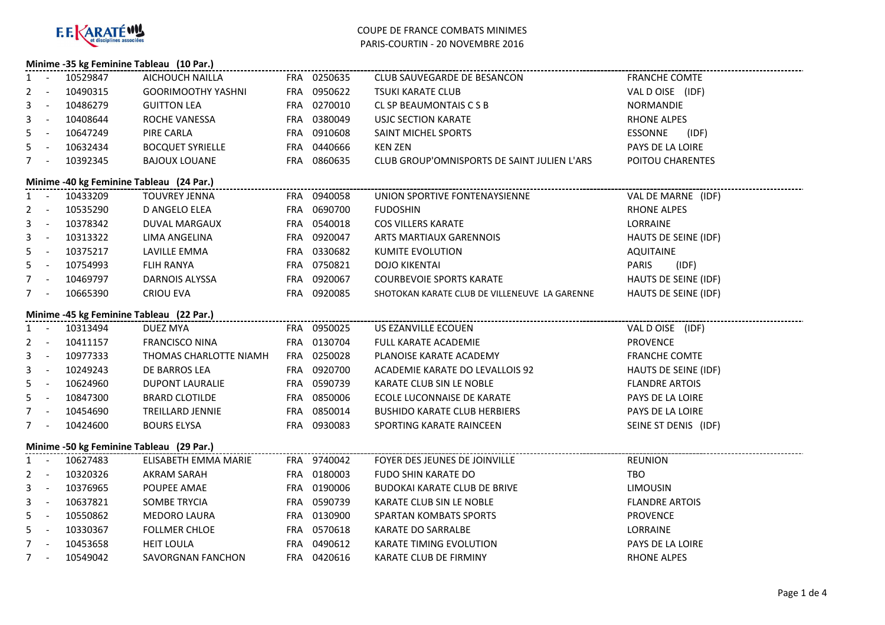F.F. KARATÉ et disciplines associées

COUPE DE FRANCE COMBATS MINIMES
PARIS-COURTIN - 20 NOVEMBRE 2016

### Minime -35 kg Feminine Tableau (10 Par.)

| | | | | | | | |
|---|---|---|---|---|---|---|---|
| 1 | - | 10529847 | AICHOUCH NAILLA | FRA | 0250635 | CLUB SAUVEGARDE DE BESANCON | FRANCHE COMTE |
| 2 | - | 10490315 | GOORIMOOTHY YASHNI | FRA | 0950622 | TSUKI KARATE CLUB | VAL D OISE (IDF) |
| 3 | - | 10486279 | GUITTON LEA | FRA | 0270010 | CL SP BEAUMONTAIS C S B | NORMANDIE |
| 3 | - | 10408644 | ROCHE VANESSA | FRA | 0380049 | USJC SECTION KARATE | RHONE ALPES |
| 5 | - | 10647249 | PIRE CARLA | FRA | 0910608 | SAINT MICHEL SPORTS | ESSONNE (IDF) |
| 5 | - | 10632434 | BOCQUET SYRIELLE | FRA | 0440666 | KEN ZEN | PAYS DE LA LOIRE |
| 7 | - | 10392345 | BAJOUX LOUANE | FRA | 0860635 | CLUB GROUP'OMNISPORTS DE SAINT JULIEN L'ARS | POITOU CHARENTES |

### Minime -40 kg Feminine Tableau (24 Par.)

| | | | | | | | |
|---|---|---|---|---|---|---|---|
| 1 | - | 10433209 | TOUVREY JENNA | FRA | 0940058 | UNION SPORTIVE FONTENAYSIENNE | VAL DE MARNE (IDF) |
| 2 | - | 10535290 | D ANGELO ELEA | FRA | 0690700 | FUDOSHIN | RHONE ALPES |
| 3 | - | 10378342 | DUVAL MARGAUX | FRA | 0540018 | COS VILLERS KARATE | LORRAINE |
| 3 | - | 10313322 | LIMA ANGELINA | FRA | 0920047 | ARTS MARTIAUX GARENNOIS | HAUTS DE SEINE (IDF) |
| 5 | - | 10375217 | LAVILLE EMMA | FRA | 0330682 | KUMITE EVOLUTION | AQUITAINE |
| 5 | - | 10754993 | FLIH RANYA | FRA | 0750821 | DOJO KIKENTAI | PARIS (IDF) |
| 7 | - | 10469797 | DARNOIS ALYSSA | FRA | 0920067 | COURBEVOIE SPORTS KARATE | HAUTS DE SEINE (IDF) |
| 7 | - | 10665390 | CRIOU EVA | FRA | 0920085 | SHOTOKAN KARATE CLUB DE VILLENEUVE LA GARENNE | HAUTS DE SEINE (IDF) |

### Minime -45 kg Feminine Tableau (22 Par.)

| | | | | | | | |
|---|---|---|---|---|---|---|---|
| 1 | - | 10313494 | DUEZ MYA | FRA | 0950025 | US EZANVILLE ECOUEN | VAL D OISE (IDF) |
| 2 | - | 10411157 | FRANCISCO NINA | FRA | 0130704 | FULL KARATE ACADEMIE | PROVENCE |
| 3 | - | 10977333 | THOMAS CHARLOTTE NIAMH | FRA | 0250028 | PLANOISE KARATE ACADEMY | FRANCHE COMTE |
| 3 | - | 10249243 | DE BARROS LEA | FRA | 0920700 | ACADEMIE KARATE DO LEVALLOIS 92 | HAUTS DE SEINE (IDF) |
| 5 | - | 10624960 | DUPONT LAURALIE | FRA | 0590739 | KARATE CLUB SIN LE NOBLE | FLANDRE ARTOIS |
| 5 | - | 10847300 | BRARD CLOTILDE | FRA | 0850006 | ECOLE LUCONNAISE DE KARATE | PAYS DE LA LOIRE |
| 7 | - | 10454690 | TREILLARD JENNIE | FRA | 0850014 | BUSHIDO KARATE CLUB HERBIERS | PAYS DE LA LOIRE |
| 7 | - | 10424600 | BOURS ELYSA | FRA | 0930083 | SPORTING KARATE RAINCEEN | SEINE ST DENIS (IDF) |

### Minime -50 kg Feminine Tableau (29 Par.)

| | | | | | | | |
|---|---|---|---|---|---|---|---|
| 1 | - | 10627483 | ELISABETH EMMA MARIE | FRA | 9740042 | FOYER DES JEUNES DE JOINVILLE | REUNION |
| 2 | - | 10320326 | AKRAM SARAH | FRA | 0180003 | FUDO SHIN KARATE DO | TBO |
| 3 | - | 10376965 | POUPEE AMAE | FRA | 0190006 | BUDOKAI KARATE CLUB DE BRIVE | LIMOUSIN |
| 3 | - | 10637821 | SOMBE TRYCIA | FRA | 0590739 | KARATE CLUB SIN LE NOBLE | FLANDRE ARTOIS |
| 5 | - | 10550862 | MEDORO LAURA | FRA | 0130900 | SPARTAN KOMBATS SPORTS | PROVENCE |
| 5 | - | 10330367 | FOLLMER CHLOE | FRA | 0570618 | KARATE DO SARRALBE | LORRAINE |
| 7 | - | 10453658 | HEIT LOULA | FRA | 0490612 | KARATE TIMING EVOLUTION | PAYS DE LA LOIRE |
| 7 | - | 10549042 | SAVORGNAN FANCHON | FRA | 0420616 | KARATE CLUB DE FIRMINY | RHONE ALPES |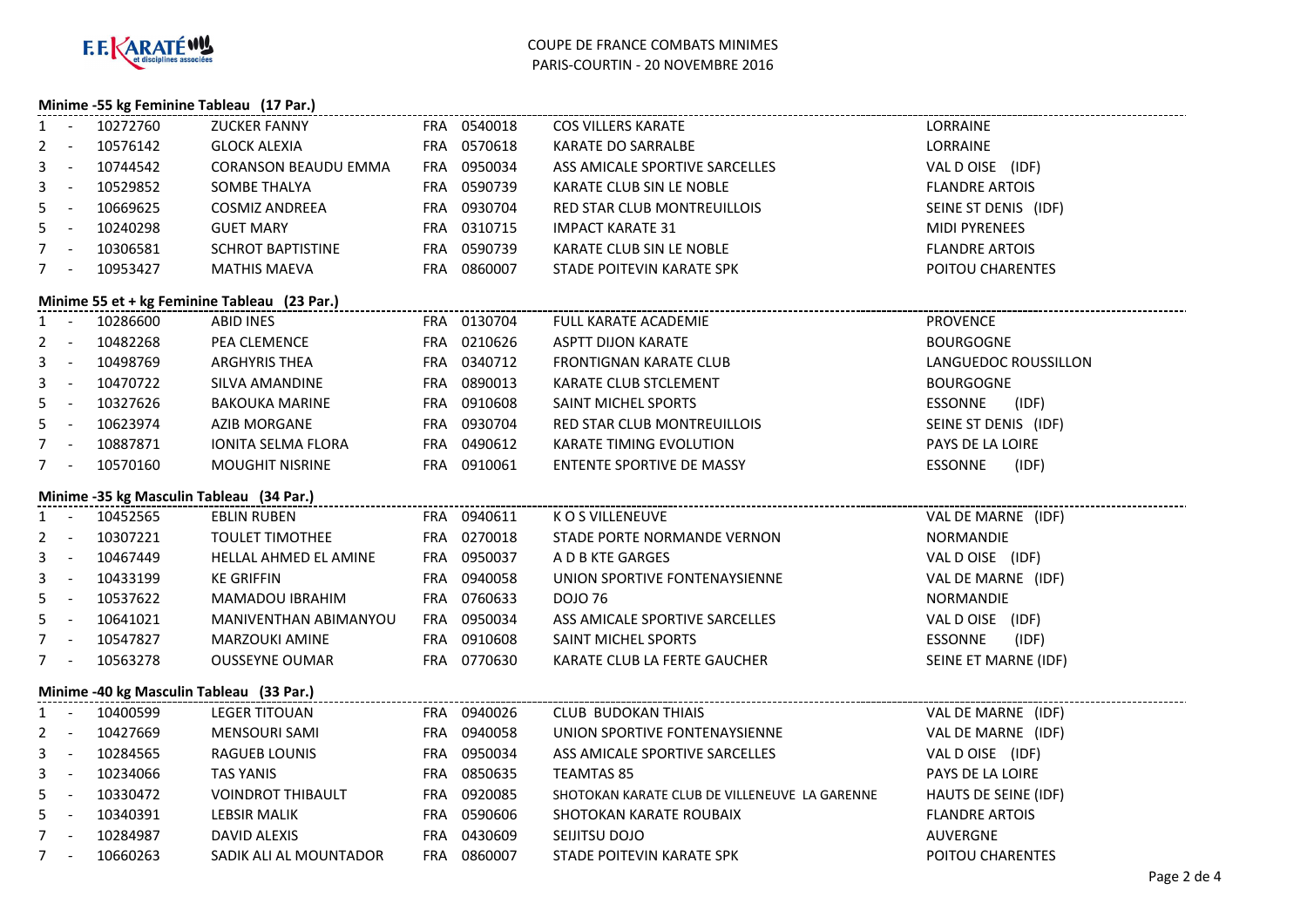COUPE DE FRANCE COMBATS MINIMES
PARIS-COURTIN - 20 NOVEMBRE 2016

### Minime -55 kg Feminine Tableau (17 Par.)

| | | | | | | |
|---|---|---|---|---|---|---|
| 1 - | 10272760 | ZUCKER FANNY | FRA | 0540018 | COS VILLERS KARATE | LORRAINE |
| 2 - | 10576142 | GLOCK ALEXIA | FRA | 0570618 | KARATE DO SARRALBE | LORRAINE |
| 3 - | 10744542 | CORANSON BEAUDU EMMA | FRA | 0950034 | ASS AMICALE SPORTIVE SARCELLES | VAL D OISE (IDF) |
| 3 - | 10529852 | SOMBE THALYA | FRA | 0590739 | KARATE CLUB SIN LE NOBLE | FLANDRE ARTOIS |
| 5 - | 10669625 | COSMIZ ANDREEA | FRA | 0930704 | RED STAR CLUB MONTREUILLOIS | SEINE ST DENIS (IDF) |
| 5 - | 10240298 | GUET MARY | FRA | 0310715 | IMPACT KARATE 31 | MIDI PYRENEES |
| 7 - | 10306581 | SCHROT BAPTISTINE | FRA | 0590739 | KARATE CLUB SIN LE NOBLE | FLANDRE ARTOIS |
| 7 - | 10953427 | MATHIS MAEVA | FRA | 0860007 | STADE POITEVIN KARATE SPK | POITOU CHARENTES |

### Minime 55 et + kg Feminine Tableau (23 Par.)

| | | | | | | |
|---|---|---|---|---|---|---|
| 1 - | 10286600 | ABID INES | FRA | 0130704 | FULL KARATE ACADEMIE | PROVENCE |
| 2 - | 10482268 | PEA CLEMENCE | FRA | 0210626 | ASPTT DIJON KARATE | BOURGOGNE |
| 3 - | 10498769 | ARGHYRIS THEA | FRA | 0340712 | FRONTIGNAN KARATE CLUB | LANGUEDOC ROUSSILLON |
| 3 - | 10470722 | SILVA AMANDINE | FRA | 0890013 | KARATE CLUB STCLEMENT | BOURGOGNE |
| 5 - | 10327626 | BAKOUKA MARINE | FRA | 0910608 | SAINT MICHEL SPORTS | ESSONNE (IDF) |
| 5 - | 10623974 | AZIB MORGANE | FRA | 0930704 | RED STAR CLUB MONTREUILLOIS | SEINE ST DENIS (IDF) |
| 7 - | 10887871 | IONITA SELMA FLORA | FRA | 0490612 | KARATE TIMING EVOLUTION | PAYS DE LA LOIRE |
| 7 - | 10570160 | MOUGHIT NISRINE | FRA | 0910061 | ENTENTE SPORTIVE DE MASSY | ESSONNE (IDF) |

### Minime -35 kg Masculin Tableau (34 Par.)

| | | | | | | |
|---|---|---|---|---|---|---|
| 1 - | 10452565 | EBLIN RUBEN | FRA | 0940611 | K O S VILLENEUVE | VAL DE MARNE (IDF) |
| 2 - | 10307221 | TOULET TIMOTHEE | FRA | 0270018 | STADE PORTE NORMANDE VERNON | NORMANDIE |
| 3 - | 10467449 | HELLAL AHMED EL AMINE | FRA | 0950037 | A D B KTE GARGES | VAL D OISE (IDF) |
| 3 - | 10433199 | KE GRIFFIN | FRA | 0940058 | UNION SPORTIVE FONTENAYSIENNE | VAL DE MARNE (IDF) |
| 5 - | 10537622 | MAMADOU IBRAHIM | FRA | 0760633 | DOJO 76 | NORMANDIE |
| 5 - | 10641021 | MANIVENTHAN ABIMANYOU | FRA | 0950034 | ASS AMICALE SPORTIVE SARCELLES | VAL D OISE (IDF) |
| 7 - | 10547827 | MARZOUKI AMINE | FRA | 0910608 | SAINT MICHEL SPORTS | ESSONNE (IDF) |
| 7 - | 10563278 | OUSSEYNE OUMAR | FRA | 0770630 | KARATE CLUB LA FERTE GAUCHER | SEINE ET MARNE (IDF) |

### Minime -40 kg Masculin Tableau (33 Par.)

| | | | | | | |
|---|---|---|---|---|---|---|
| 1 - | 10400599 | LEGER TITOUAN | FRA | 0940026 | CLUB BUDOKAN THIAIS | VAL DE MARNE (IDF) |
| 2 - | 10427669 | MENSOURI SAMI | FRA | 0940058 | UNION SPORTIVE FONTENAYSIENNE | VAL DE MARNE (IDF) |
| 3 - | 10284565 | RAGUEB LOUNIS | FRA | 0950034 | ASS AMICALE SPORTIVE SARCELLES | VAL D OISE (IDF) |
| 3 - | 10234066 | TAS YANIS | FRA | 0850635 | TEAMTAS 85 | PAYS DE LA LOIRE |
| 5 - | 10330472 | VOINDROT THIBAULT | FRA | 0920085 | SHOTOKAN KARATE CLUB DE VILLENEUVE LA GARENNE | HAUTS DE SEINE (IDF) |
| 5 - | 10340391 | LEBSIR MALIK | FRA | 0590606 | SHOTOKAN KARATE ROUBAIX | FLANDRE ARTOIS |
| 7 - | 10284987 | DAVID ALEXIS | FRA | 0430609 | SEIJITSU DOJO | AUVERGNE |
| 7 - | 10660263 | SADIK ALI AL MOUNTADOR | FRA | 0860007 | STADE POITEVIN KARATE SPK | POITOU CHARENTES |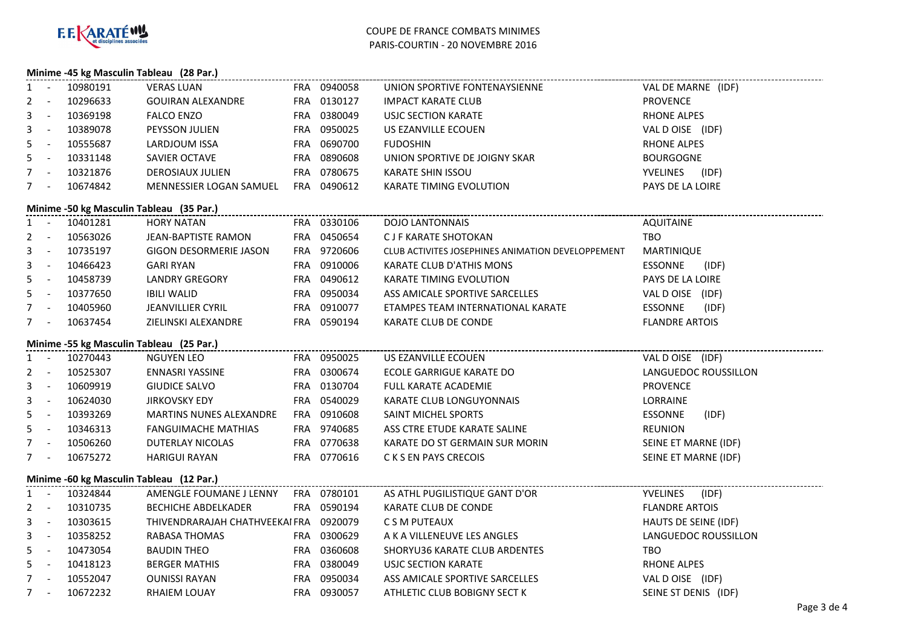F.F.KARATÉ et disciplines associées

COUPE DE FRANCE COMBATS MINIMES
PARIS-COURTIN - 20 NOVEMBRE 2016

## Minime -45 kg Masculin Tableau (28 Par.)

| | | | | | | | |
|---|---|---|---|---|---|---|---|
| 1 | - | 10980191 | VERAS LUAN | FRA | 0940058 | UNION SPORTIVE FONTENAYSIENNE | VAL DE MARNE (IDF) |
| 2 | - | 10296633 | GOUIRAN ALEXANDRE | FRA | 0130127 | IMPACT KARATE CLUB | PROVENCE |
| 3 | - | 10369198 | FALCO ENZO | FRA | 0380049 | USJC SECTION KARATE | RHONE ALPES |
| 3 | - | 10389078 | PEYSSON JULIEN | FRA | 0950025 | US EZANVILLE ECOUEN | VAL D OISE (IDF) |
| 5 | - | 10555687 | LARDJOUM ISSA | FRA | 0690700 | FUDOSHIN | RHONE ALPES |
| 5 | - | 10331148 | SAVIER OCTAVE | FRA | 0890608 | UNION SPORTIVE DE JOIGNY SKAR | BOURGOGNE |
| 7 | - | 10321876 | DEROSIAUX JULIEN | FRA | 0780675 | KARATE SHIN ISSOU | YVELINES (IDF) |
| 7 | - | 10674842 | MENNESSIER LOGAN SAMUEL | FRA | 0490612 | KARATE TIMING EVOLUTION | PAYS DE LA LOIRE |

## Minime -50 kg Masculin Tableau (35 Par.)

| | | | | | | | |
|---|---|---|---|---|---|---|---|
| 1 | - | 10401281 | HORY NATAN | FRA | 0330106 | DOJO LANTONNAIS | AQUITAINE |
| 2 | - | 10563026 | JEAN-BAPTISTE RAMON | FRA | 0450654 | C J F KARATE SHOTOKAN | TBO |
| 3 | - | 10735197 | GIGON DESORMERIE JASON | FRA | 9720606 | CLUB ACTIVITES JOSEPHINES ANIMATION DEVELOPPEMENT | MARTINIQUE |
| 3 | - | 10466423 | GARI RYAN | FRA | 0910006 | KARATE CLUB D'ATHIS MONS | ESSONNE (IDF) |
| 5 | - | 10458739 | LANDRY GREGORY | FRA | 0490612 | KARATE TIMING EVOLUTION | PAYS DE LA LOIRE |
| 5 | - | 10377650 | IBILI WALID | FRA | 0950034 | ASS AMICALE SPORTIVE SARCELLES | VAL D OISE (IDF) |
| 7 | - | 10405960 | JEANVILLIER CYRIL | FRA | 0910077 | ETAMPES TEAM INTERNATIONAL KARATE | ESSONNE (IDF) |
| 7 | - | 10637454 | ZIELINSKI ALEXANDRE | FRA | 0590194 | KARATE CLUB DE CONDE | FLANDRE ARTOIS |

## Minime -55 kg Masculin Tableau (25 Par.)

| | | | | | | | |
|---|---|---|---|---|---|---|---|
| 1 | - | 10270443 | NGUYEN LEO | FRA | 0950025 | US EZANVILLE ECOUEN | VAL D OISE (IDF) |
| 2 | - | 10525307 | ENNASRI YASSINE | FRA | 0300674 | ECOLE GARRIGUE KARATE DO | LANGUEDOC ROUSSILLON |
| 3 | - | 10609919 | GIUDICE SALVO | FRA | 0130704 | FULL KARATE ACADEMIE | PROVENCE |
| 3 | - | 10624030 | JIRKOVSKY EDY | FRA | 0540029 | KARATE CLUB LONGUYONNAIS | LORRAINE |
| 5 | - | 10393269 | MARTINS NUNES ALEXANDRE | FRA | 0910608 | SAINT MICHEL SPORTS | ESSONNE (IDF) |
| 5 | - | 10346313 | FANGUIMACHE MATHIAS | FRA | 9740685 | ASS CTRE ETUDE KARATE SALINE | REUNION |
| 7 | - | 10506260 | DUTERLAY NICOLAS | FRA | 0770638 | KARATE DO ST GERMAIN SUR MORIN | SEINE ET MARNE (IDF) |
| 7 | - | 10675272 | HARIGUI RAYAN | FRA | 0770616 | C K S EN PAYS CRECOIS | SEINE ET MARNE (IDF) |

## Minime -60 kg Masculin Tableau (12 Par.)

| | | | | | | | |
|---|---|---|---|---|---|---|---|
| 1 | - | 10324844 | AMENGLE FOUMANE J LENNY | FRA | 0780101 | AS ATHL PUGILISTIQUE GANT D'OR | YVELINES (IDF) |
| 2 | - | 10310735 | BECHICHE ABDELKADER | FRA | 0590194 | KARATE CLUB DE CONDE | FLANDRE ARTOIS |
| 3 | - | 10303615 | THIVENDRARAJAH CHATHVEEKAI | FRA | 0920079 | C S M PUTEAUX | HAUTS DE SEINE (IDF) |
| 3 | - | 10358252 | RABASA THOMAS | FRA | 0300629 | A K A VILLENEUVE LES ANGLES | LANGUEDOC ROUSSILLON |
| 5 | - | 10473054 | BAUDIN THEO | FRA | 0360608 | SHORYU36 KARATE CLUB ARDENTES | TBO |
| 5 | - | 10418123 | BERGER MATHIS | FRA | 0380049 | USJC SECTION KARATE | RHONE ALPES |
| 7 | - | 10552047 | OUNISSI RAYAN | FRA | 0950034 | ASS AMICALE SPORTIVE SARCELLES | VAL D OISE (IDF) |
| 7 | - | 10672232 | RHAIEM LOUAY | FRA | 0930057 | ATHLETIC CLUB BOBIGNY SECT K | SEINE ST DENIS (IDF) |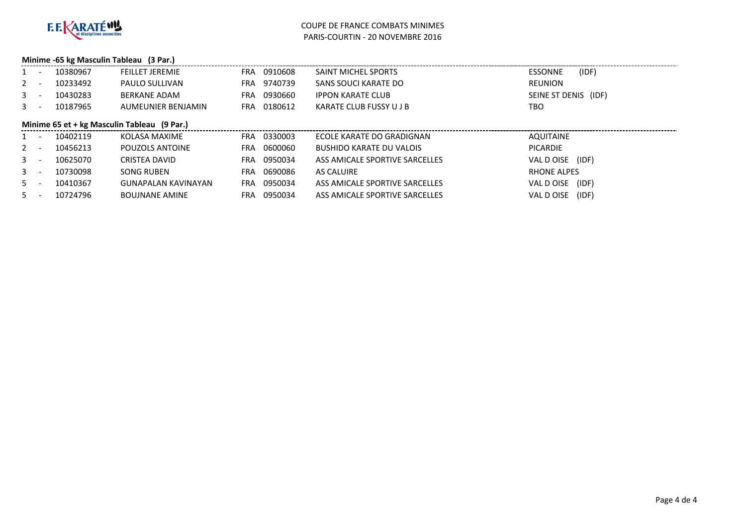COUPE DE FRANCE COMBATS MINIMES
PARIS-COURTIN - 20 NOVEMBRE 2016

### Minime -65 kg Masculin Tableau (3 Par.)

| | | | | | | | |
|---|---|---|---|---|---|---|---|
| 1 | - | 10380967 | FEILLET JEREMIE | FRA | 0910608 | SAINT MICHEL SPORTS | ESSONNE (IDF) |
| 2 | - | 10233492 | PAULO SULLIVAN | FRA | 9740739 | SANS SOUCI KARATE DO | REUNION |
| 3 | - | 10430283 | BERKANE ADAM | FRA | 0930660 | IPPON KARATE CLUB | SEINE ST DENIS (IDF) |
| 3 | - | 10187965 | AUMEUNIER BENJAMIN | FRA | 0180612 | KARATE CLUB FUSSY U J B | TBO |

### Minime 65 et + kg Masculin Tableau (9 Par.)

| | | | | | | | |
|---|---|---|---|---|---|---|---|
| 1 | - | 10402119 | KOLASA MAXIME | FRA | 0330003 | ECOLE KARATE DO GRADIGNAN | AQUITAINE |
| 2 | - | 10456213 | POUZOLS ANTOINE | FRA | 0600060 | BUSHIDO KARATE DU VALOIS | PICARDIE |
| 3 | - | 10625070 | CRISTEA DAVID | FRA | 0950034 | ASS AMICALE SPORTIVE SARCELLES | VAL D OISE (IDF) |
| 3 | - | 10730098 | SONG RUBEN | FRA | 0690086 | AS CALUIRE | RHONE ALPES |
| 5 | - | 10410367 | GUNAPALAN KAVINAYAN | FRA | 0950034 | ASS AMICALE SPORTIVE SARCELLES | VAL D OISE (IDF) |
| 5 | - | 10724796 | BOUJNANE AMINE | FRA | 0950034 | ASS AMICALE SPORTIVE SARCELLES | VAL D OISE (IDF) |